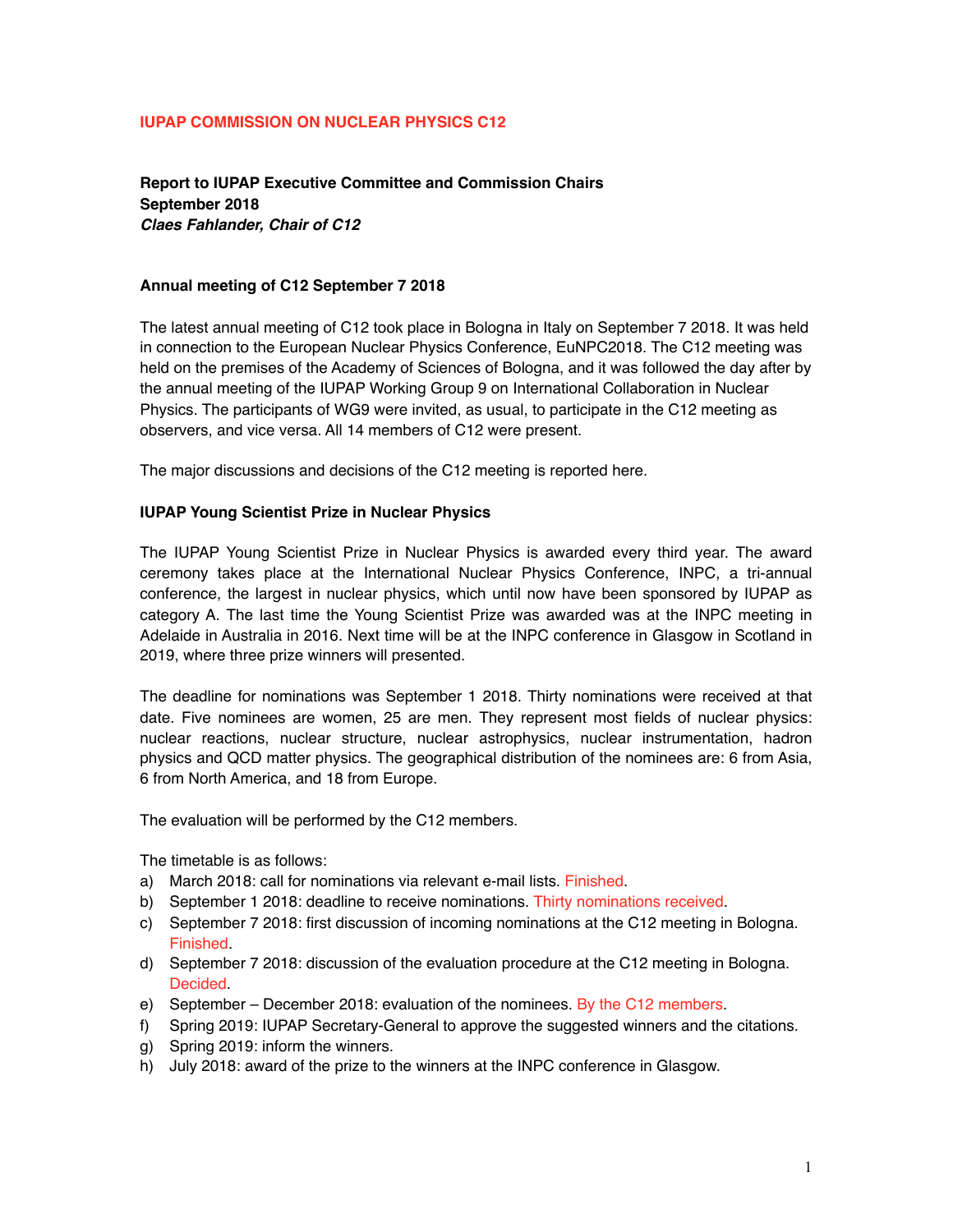# IUPAP COMMISSION ON NUCLEAR PHYSICS C12

**Report to IUPAP Executive Committee and Commission Chairs**
**September 2018**
***Claes Fahlander, Chair of C12***

### Annual meeting of C12 September 7 2018

The latest annual meeting of C12 took place in Bologna in Italy on September 7 2018. It was held in connection to the European Nuclear Physics Conference, EuNPC2018. The C12 meeting was held on the premises of the Academy of Sciences of Bologna, and it was followed the day after by the annual meeting of the IUPAP Working Group 9 on International Collaboration in Nuclear Physics. The participants of WG9 were invited, as usual, to participate in the C12 meeting as observers, and vice versa. All 14 members of C12 were present.

The major discussions and decisions of the C12 meeting is reported here.

### IUPAP Young Scientist Prize in Nuclear Physics

The IUPAP Young Scientist Prize in Nuclear Physics is awarded every third year. The award ceremony takes place at the International Nuclear Physics Conference, INPC, a tri-annual conference, the largest in nuclear physics, which until now have been sponsored by IUPAP as category A. The last time the Young Scientist Prize was awarded was at the INPC meeting in Adelaide in Australia in 2016. Next time will be at the INPC conference in Glasgow in Scotland in 2019, where three prize winners will presented.

The deadline for nominations was September 1 2018. Thirty nominations were received at that date. Five nominees are women, 25 are men. They represent most fields of nuclear physics: nuclear reactions, nuclear structure, nuclear astrophysics, nuclear instrumentation, hadron physics and QCD matter physics. The geographical distribution of the nominees are: 6 from Asia, 6 from North America, and 18 from Europe.

The evaluation will be performed by the C12 members.

The timetable is as follows:

a) March 2018: call for nominations via relevant e-mail lists. Finished.
b) September 1 2018: deadline to receive nominations. Thirty nominations received.
c) September 7 2018: first discussion of incoming nominations at the C12 meeting in Bologna. Finished.
d) September 7 2018: discussion of the evaluation procedure at the C12 meeting in Bologna. Decided.
e) September – December 2018: evaluation of the nominees. By the C12 members.
f) Spring 2019: IUPAP Secretary-General to approve the suggested winners and the citations.
g) Spring 2019: inform the winners.
h) July 2018: award of the prize to the winners at the INPC conference in Glasgow.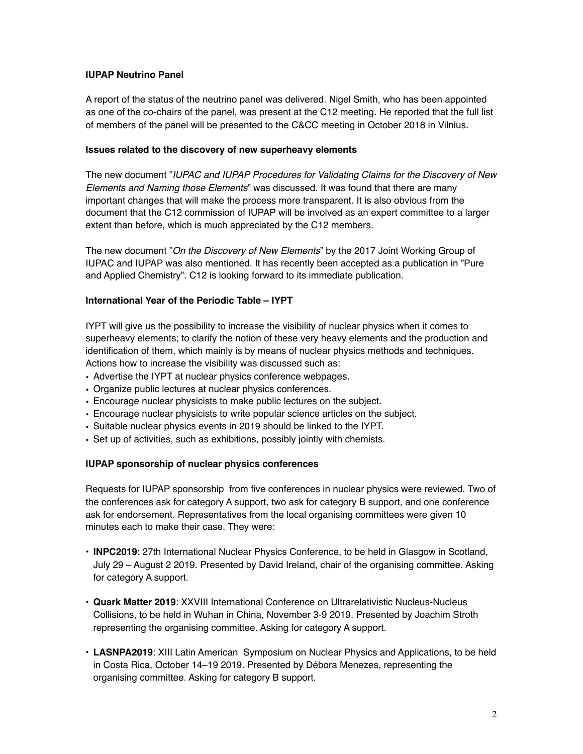**IUPAP Neutrino Panel**

A report of the status of the neutrino panel was delivered. Nigel Smith, who has been appointed as one of the co-chairs of the panel, was present at the C12 meeting. He reported that the full list of members of the panel will be presented to the C&CC meeting in October 2018 in Vilnius.

**Issues related to the discovery of new superheavy elements**

The new document "*IUPAC and IUPAP Procedures for Validating Claims for the Discovery of New Elements and Naming those Elements*" was discussed. It was found that there are many important changes that will make the process more transparent. It is also obvious from the document that the C12 commission of IUPAP will be involved as an expert committee to a larger extent than before, which is much appreciated by the C12 members.

The new document "*On the Discovery of New Elements*" by the 2017 Joint Working Group of IUPAC and IUPAP was also mentioned. It has recently been accepted as a publication in "Pure and Applied Chemistry". C12 is looking forward to its immediate publication.

**International Year of the Periodic Table – IYPT**

IYPT will give us the possibility to increase the visibility of nuclear physics when it comes to superheavy elements; to clarify the notion of these very heavy elements and the production and identification of them, which mainly is by means of nuclear physics methods and techniques. Actions how to increase the visibility was discussed such as:

- Advertise the IYPT at nuclear physics conference webpages.
- Organize public lectures at nuclear physics conferences.
- Encourage nuclear physicists to make public lectures on the subject.
- Encourage nuclear physicists to write popular science articles on the subject.
- Suitable nuclear physics events in 2019 should be linked to the IYPT.
- Set up of activities, such as exhibitions, possibly jointly with chemists.

**IUPAP sponsorship of nuclear physics conferences**

Requests for IUPAP sponsorship from five conferences in nuclear physics were reviewed. Two of the conferences ask for category A support, two ask for category B support, and one conference ask for endorsement. Representatives from the local organising committees were given 10 minutes each to make their case. They were:

- **INPC2019**: 27th International Nuclear Physics Conference, to be held in Glasgow in Scotland, July 29 – August 2 2019. Presented by David Ireland, chair of the organising committee. Asking for category A support.

- **Quark Matter 2019**: XXVIII International Conference on Ultrarelativistic Nucleus-Nucleus Collisions, to be held in Wuhan in China, November 3-9 2019. Presented by Joachim Stroth representing the organising committee. Asking for category A support.

- **LASNPA2019**: XIII Latin American Symposium on Nuclear Physics and Applications, to be held in Costa Rica, October 14–19 2019. Presented by Débora Menezes, representing the organising committee. Asking for category B support.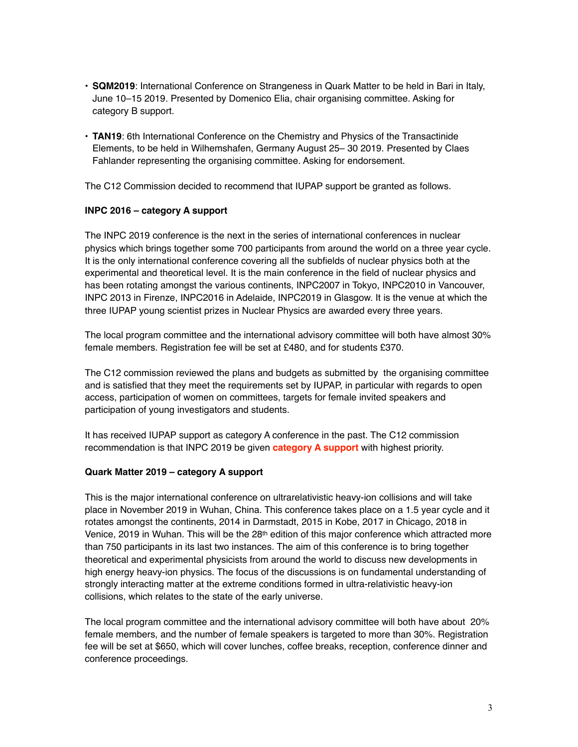- **SQM2019**: International Conference on Strangeness in Quark Matter to be held in Bari in Italy, June 10–15 2019. Presented by Domenico Elia, chair organising committee. Asking for category B support.

- **TAN19**: 6th International Conference on the Chemistry and Physics of the Transactinide Elements, to be held in Wilhemshafen, Germany August 25– 30 2019. Presented by Claes Fahlander representing the organising committee. Asking for endorsement.

The C12 Commission decided to recommend that IUPAP support be granted as follows.

**INPC 2016 – category A support**

The INPC 2019 conference is the next in the series of international conferences in nuclear physics which brings together some 700 participants from around the world on a three year cycle. It is the only international conference covering all the subfields of nuclear physics both at the experimental and theoretical level. It is the main conference in the field of nuclear physics and has been rotating amongst the various continents, INPC2007 in Tokyo, INPC2010 in Vancouver, INPC 2013 in Firenze, INPC2016 in Adelaide, INPC2019 in Glasgow. It is the venue at which the three IUPAP young scientist prizes in Nuclear Physics are awarded every three years.

The local program committee and the international advisory committee will both have almost 30% female members. Registration fee will be set at £480, and for students £370.

The C12 commission reviewed the plans and budgets as submitted by the organising committee and is satisfied that they meet the requirements set by IUPAP, in particular with regards to open access, participation of women on committees, targets for female invited speakers and participation of young investigators and students.

It has received IUPAP support as category A conference in the past. The C12 commission recommendation is that INPC 2019 be given **category A support** with highest priority.

**Quark Matter 2019 – category A support**

This is the major international conference on ultrarelativistic heavy-ion collisions and will take place in November 2019 in Wuhan, China. This conference takes place on a 1.5 year cycle and it rotates amongst the continents, 2014 in Darmstadt, 2015 in Kobe, 2017 in Chicago, 2018 in Venice, 2019 in Wuhan. This will be the 28th edition of this major conference which attracted more than 750 participants in its last two instances. The aim of this conference is to bring together theoretical and experimental physicists from around the world to discuss new developments in high energy heavy-ion physics. The focus of the discussions is on fundamental understanding of strongly interacting matter at the extreme conditions formed in ultra-relativistic heavy-ion collisions, which relates to the state of the early universe.

The local program committee and the international advisory committee will both have about 20% female members, and the number of female speakers is targeted to more than 30%. Registration fee will be set at $650, which will cover lunches, coffee breaks, reception, conference dinner and conference proceedings.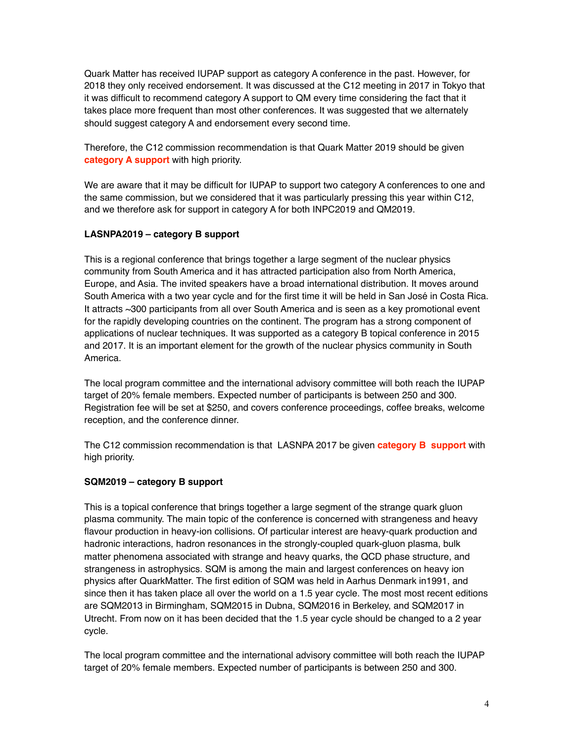Quark Matter has received IUPAP support as category A conference in the past. However, for 2018 they only received endorsement. It was discussed at the C12 meeting in 2017 in Tokyo that it was difficult to recommend category A support to QM every time considering the fact that it takes place more frequent than most other conferences. It was suggested that we alternately should suggest category A and endorsement every second time.

Therefore, the C12 commission recommendation is that Quark Matter 2019 should be given **category A support** with high priority.

We are aware that it may be difficult for IUPAP to support two category A conferences to one and the same commission, but we considered that it was particularly pressing this year within C12, and we therefore ask for support in category A for both INPC2019 and QM2019.

**LASNPA2019 – category B support**

This is a regional conference that brings together a large segment of the nuclear physics community from South America and it has attracted participation also from North America, Europe, and Asia. The invited speakers have a broad international distribution. It moves around South America with a two year cycle and for the first time it will be held in San José in Costa Rica. It attracts ~300 participants from all over South America and is seen as a key promotional event for the rapidly developing countries on the continent. The program has a strong component of applications of nuclear techniques. It was supported as a category B topical conference in 2015 and 2017. It is an important element for the growth of the nuclear physics community in South America.

The local program committee and the international advisory committee will both reach the IUPAP target of 20% female members. Expected number of participants is between 250 and 300. Registration fee will be set at $250, and covers conference proceedings, coffee breaks, welcome reception, and the conference dinner.

The C12 commission recommendation is that LASNPA 2017 be given **category B support** with high priority.

**SQM2019 – category B support**

This is a topical conference that brings together a large segment of the strange quark gluon plasma community. The main topic of the conference is concerned with strangeness and heavy flavour production in heavy-ion collisions. Of particular interest are heavy-quark production and hadronic interactions, hadron resonances in the strongly-coupled quark-gluon plasma, bulk matter phenomena associated with strange and heavy quarks, the QCD phase structure, and strangeness in astrophysics. SQM is among the main and largest conferences on heavy ion physics after QuarkMatter. The first edition of SQM was held in Aarhus Denmark in1991, and since then it has taken place all over the world on a 1.5 year cycle. The most most recent editions are SQM2013 in Birmingham, SQM2015 in Dubna, SQM2016 in Berkeley, and SQM2017 in Utrecht. From now on it has been decided that the 1.5 year cycle should be changed to a 2 year cycle.

The local program committee and the international advisory committee will both reach the IUPAP target of 20% female members. Expected number of participants is between 250 and 300.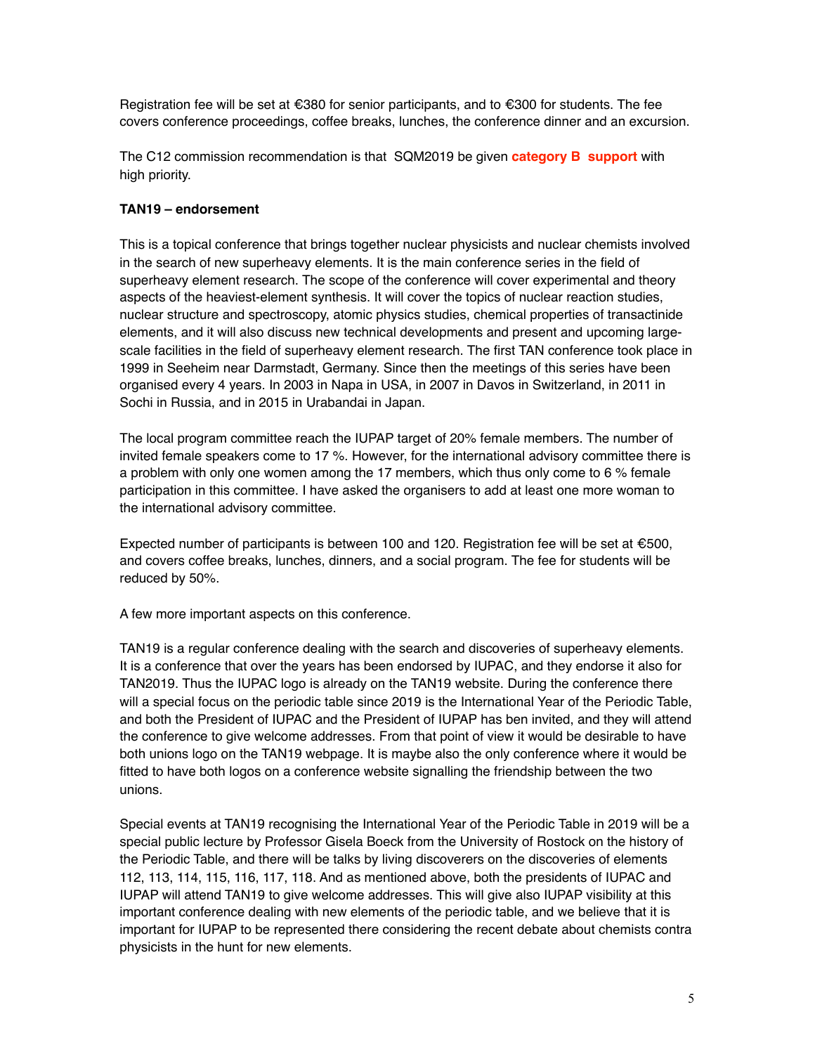Registration fee will be set at €380 for senior participants, and to €300 for students. The fee covers conference proceedings, coffee breaks, lunches, the conference dinner and an excursion.

The C12 commission recommendation is that SQM2019 be given **category B support** with high priority.

**TAN19 – endorsement**

This is a topical conference that brings together nuclear physicists and nuclear chemists involved in the search of new superheavy elements. It is the main conference series in the field of superheavy element research. The scope of the conference will cover experimental and theory aspects of the heaviest-element synthesis. It will cover the topics of nuclear reaction studies, nuclear structure and spectroscopy, atomic physics studies, chemical properties of transactinide elements, and it will also discuss new technical developments and present and upcoming large-scale facilities in the field of superheavy element research. The first TAN conference took place in 1999 in Seeheim near Darmstadt, Germany. Since then the meetings of this series have been organised every 4 years. In 2003 in Napa in USA, in 2007 in Davos in Switzerland, in 2011 in Sochi in Russia, and in 2015 in Urabandai in Japan.

The local program committee reach the IUPAP target of 20% female members. The number of invited female speakers come to 17 %. However, for the international advisory committee there is a problem with only one women among the 17 members, which thus only come to 6 % female participation in this committee. I have asked the organisers to add at least one more woman to the international advisory committee.

Expected number of participants is between 100 and 120. Registration fee will be set at €500, and covers coffee breaks, lunches, dinners, and a social program. The fee for students will be reduced by 50%.

A few more important aspects on this conference.

TAN19 is a regular conference dealing with the search and discoveries of superheavy elements. It is a conference that over the years has been endorsed by IUPAC, and they endorse it also for TAN2019. Thus the IUPAC logo is already on the TAN19 website. During the conference there will a special focus on the periodic table since 2019 is the International Year of the Periodic Table, and both the President of IUPAC and the President of IUPAP has ben invited, and they will attend the conference to give welcome addresses. From that point of view it would be desirable to have both unions logo on the TAN19 webpage. It is maybe also the only conference where it would be fitted to have both logos on a conference website signalling the friendship between the two unions.

Special events at TAN19 recognising the International Year of the Periodic Table in 2019 will be a special public lecture by Professor Gisela Boeck from the University of Rostock on the history of the Periodic Table, and there will be talks by living discoverers on the discoveries of elements 112, 113, 114, 115, 116, 117, 118. And as mentioned above, both the presidents of IUPAC and IUPAP will attend TAN19 to give welcome addresses. This will give also IUPAP visibility at this important conference dealing with new elements of the periodic table, and we believe that it is important for IUPAP to be represented there considering the recent debate about chemists contra physicists in the hunt for new elements.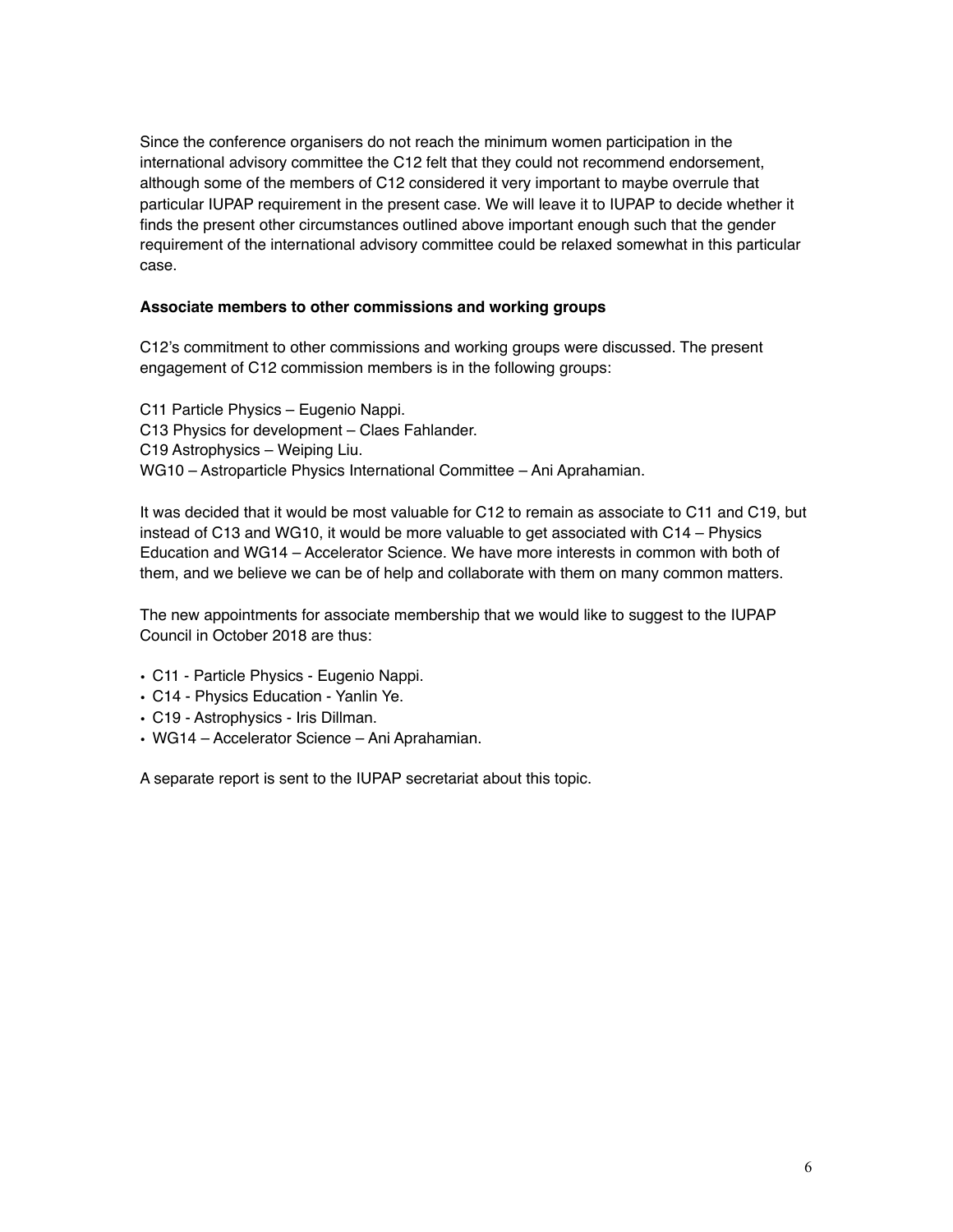Since the conference organisers do not reach the minimum women participation in the international advisory committee the C12 felt that they could not recommend endorsement, although some of the members of C12 considered it very important to maybe overrule that particular IUPAP requirement in the present case. We will leave it to IUPAP to decide whether it finds the present other circumstances outlined above important enough such that the gender requirement of the international advisory committee could be relaxed somewhat in this particular case.

**Associate members to other commissions and working groups**

C12's commitment to other commissions and working groups were discussed. The present engagement of C12 commission members is in the following groups:

C11 Particle Physics – Eugenio Nappi.
C13 Physics for development – Claes Fahlander.
C19 Astrophysics – Weiping Liu.
WG10 – Astroparticle Physics International Committee – Ani Aprahamian.

It was decided that it would be most valuable for C12 to remain as associate to C11 and C19, but instead of C13 and WG10, it would be more valuable to get associated with C14 – Physics Education and WG14 – Accelerator Science. We have more interests in common with both of them, and we believe we can be of help and collaborate with them on many common matters.

The new appointments for associate membership that we would like to suggest to the IUPAP Council in October 2018 are thus:

- C11 - Particle Physics - Eugenio Nappi.
- C14 - Physics Education - Yanlin Ye.
- C19 - Astrophysics - Iris Dillman.
- WG14 – Accelerator Science – Ani Aprahamian.

A separate report is sent to the IUPAP secretariat about this topic.